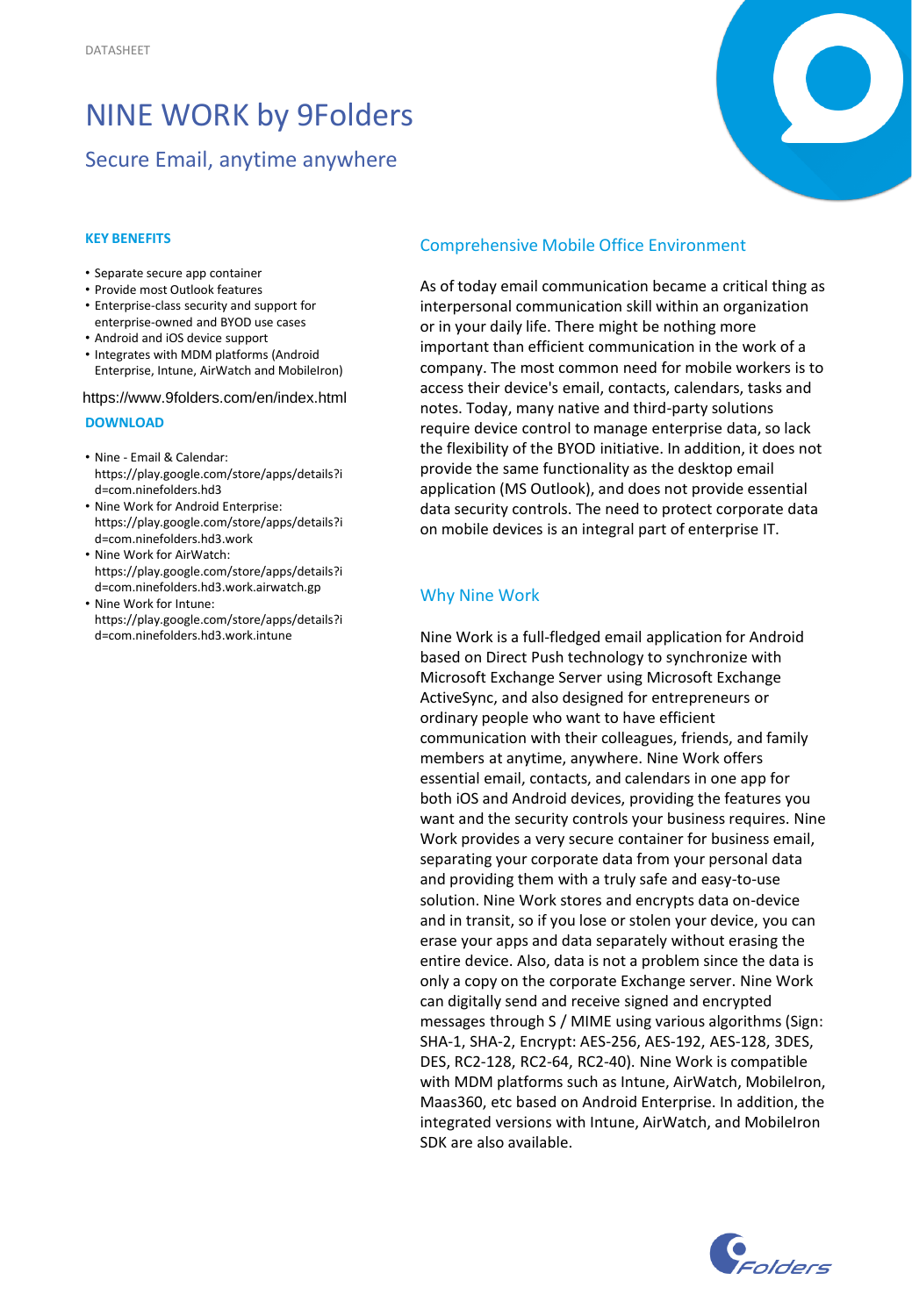DATASHEET

# NINE WORK by 9Folders

## Secure Email, anytime anywhere

**KEY BENEFITS**

- Separate secure app container
- Provide most Outlook features
- Enterprise-class security and support for enterprise-owned and BYOD use cases
- Android and iOS device support
- Integrates with MDM platforms (Android Enterprise, Intune, AirWatch and MobileIron)

https://www.9folders.com/en/index.html

**DOWNLOAD**

- Nine - Email & Calendar: https://play.google.com/store/apps/details?id=com.ninefolders.hd3
- Nine Work for Android Enterprise: https://play.google.com/store/apps/details?id=com.ninefolders.hd3.work
- Nine Work for AirWatch: https://play.google.com/store/apps/details?id=com.ninefolders.hd3.work.airwatch.gp
- Nine Work for Intune: https://play.google.com/store/apps/details?id=com.ninefolders.hd3.work.intune

### Comprehensive Mobile Office Environment

As of today email communication became a critical thing as interpersonal communication skill within an organization or in your daily life. There might be nothing more important than efficient communication in the work of a company. The most common need for mobile workers is to access their device's email, contacts, calendars, tasks and notes. Today, many native and third-party solutions require device control to manage enterprise data, so lack the flexibility of the BYOD initiative. In addition, it does not provide the same functionality as the desktop email application (MS Outlook), and does not provide essential data security controls. The need to protect corporate data on mobile devices is an integral part of enterprise IT.

### Why Nine Work

Nine Work is a full-fledged email application for Android based on Direct Push technology to synchronize with Microsoft Exchange Server using Microsoft Exchange ActiveSync, and also designed for entrepreneurs or ordinary people who want to have efficient communication with their colleagues, friends, and family members at anytime, anywhere. Nine Work offers essential email, contacts, and calendars in one app for both iOS and Android devices, providing the features you want and the security controls your business requires. Nine Work provides a very secure container for business email, separating your corporate data from your personal data and providing them with a truly safe and easy-to-use solution. Nine Work stores and encrypts data on-device and in transit, so if you lose or stolen your device, you can erase your apps and data separately without erasing the entire device. Also, data is not a problem since the data is only a copy on the corporate Exchange server. Nine Work can digitally send and receive signed and encrypted messages through S / MIME using various algorithms (Sign: SHA-1, SHA-2, Encrypt: AES-256, AES-192, AES-128, 3DES, DES, RC2-128, RC2-64, RC2-40). Nine Work is compatible with MDM platforms such as Intune, AirWatch, MobileIron, Maas360, etc based on Android Enterprise. In addition, the integrated versions with Intune, AirWatch, and MobileIron SDK are also available.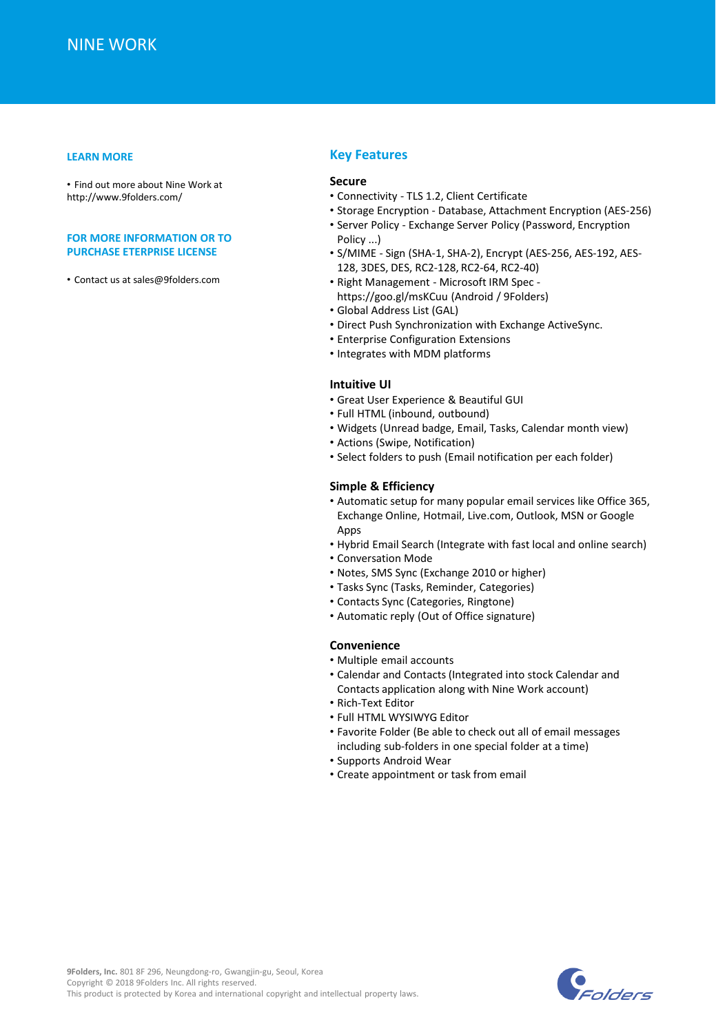# NINE WORK

### LEARN MORE

- Find out more about Nine Work at http://www.9folders.com/

### FOR MORE INFORMATION OR TO PURCHASE ETERPRISE LICENSE

- Contact us at sales@9folders.com

## Key Features

### Secure

- Connectivity - TLS 1.2, Client Certificate
- Storage Encryption - Database, Attachment Encryption (AES-256)
- Server Policy - Exchange Server Policy (Password, Encryption Policy ...)
- S/MIME - Sign (SHA-1, SHA-2), Encrypt (AES-256, AES-192, AES-128, 3DES, DES, RC2-128, RC2-64, RC2-40)
- Right Management - Microsoft IRM Spec - https://goo.gl/msKCuu (Android / 9Folders)
- Global Address List (GAL)
- Direct Push Synchronization with Exchange ActiveSync.
- Enterprise Configuration Extensions
- Integrates with MDM platforms

### Intuitive UI

- Great User Experience & Beautiful GUI
- Full HTML (inbound, outbound)
- Widgets (Unread badge, Email, Tasks, Calendar month view)
- Actions (Swipe, Notification)
- Select folders to push (Email notification per each folder)

### Simple & Efficiency

- Automatic setup for many popular email services like Office 365, Exchange Online, Hotmail, Live.com, Outlook, MSN or Google Apps
- Hybrid Email Search (Integrate with fast local and online search)
- Conversation Mode
- Notes, SMS Sync (Exchange 2010 or higher)
- Tasks Sync (Tasks, Reminder, Categories)
- Contacts Sync (Categories, Ringtone)
- Automatic reply (Out of Office signature)

### Convenience

- Multiple email accounts
- Calendar and Contacts (Integrated into stock Calendar and Contacts application along with Nine Work account)
- Rich-Text Editor
- Full HTML WYSIWYG Editor
- Favorite Folder (Be able to check out all of email messages including sub-folders in one special folder at a time)
- Supports Android Wear
- Create appointment or task from email

**9Folders, Inc.** 801 8F 296, Neungdong-ro, Gwangjin-gu, Seoul, Korea
Copyright © 2018 9Folders Inc. All rights reserved.
This product is protected by Korea and international copyright and intellectual property laws.